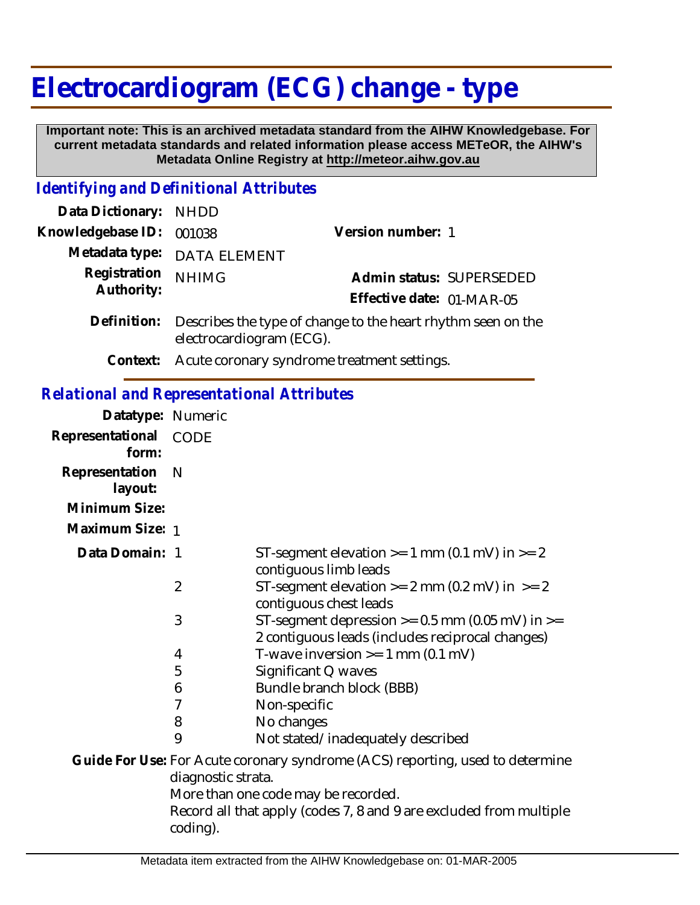# Electrocardiogram (ECG) change - type

**Important note: This is an archived metadata standard from the AIHW Knowledgebase. For current metadata standards and related information please access METeOR, the AIHW's Metadata Online Registry at http://meteor.aihw.gov.au**

## *Identifying and Definitional Attributes*

**Data Dictionary:** NHDD

**Knowledgebase ID:** 001038

**Version number:** 1

**Metadata type:** DATA ELEMENT

**Registration Authority:** NHIMG

**Admin status:** SUPERSEDED

**Effective date:** 01-MAR-05

**Definition:** Describes the type of change to the heart rhythm seen on the electrocardiogram (ECG).

**Context:** Acute coronary syndrome treatment settings.

## *Relational and Representational Attributes*

**Datatype:** Numeric

**Representational form:** CODE

**Representation layout:** N

**Minimum Size:**

**Maximum Size:** 1

**Data Domain:**

| Code | Description |
|---|---|
| 1 | ST-segment elevation >= 1 mm (0.1 mV) in >= 2 contiguous limb leads |
| 2 | ST-segment elevation >= 2 mm (0.2 mV) in >= 2 contiguous chest leads |
| 3 | ST-segment depression >= 0.5 mm (0.05 mV) in >= 2 contiguous leads (includes reciprocal changes) |
| 4 | T-wave inversion >= 1 mm (0.1 mV) |
| 5 | Significant Q waves |
| 6 | Bundle branch block (BBB) |
| 7 | Non-specific |
| 8 | No changes |
| 9 | Not stated/inadequately described |

**Guide For Use:** For Acute coronary syndrome (ACS) reporting, used to determine diagnostic strata.
More than one code may be recorded.
Record all that apply (codes 7, 8 and 9 are excluded from multiple coding).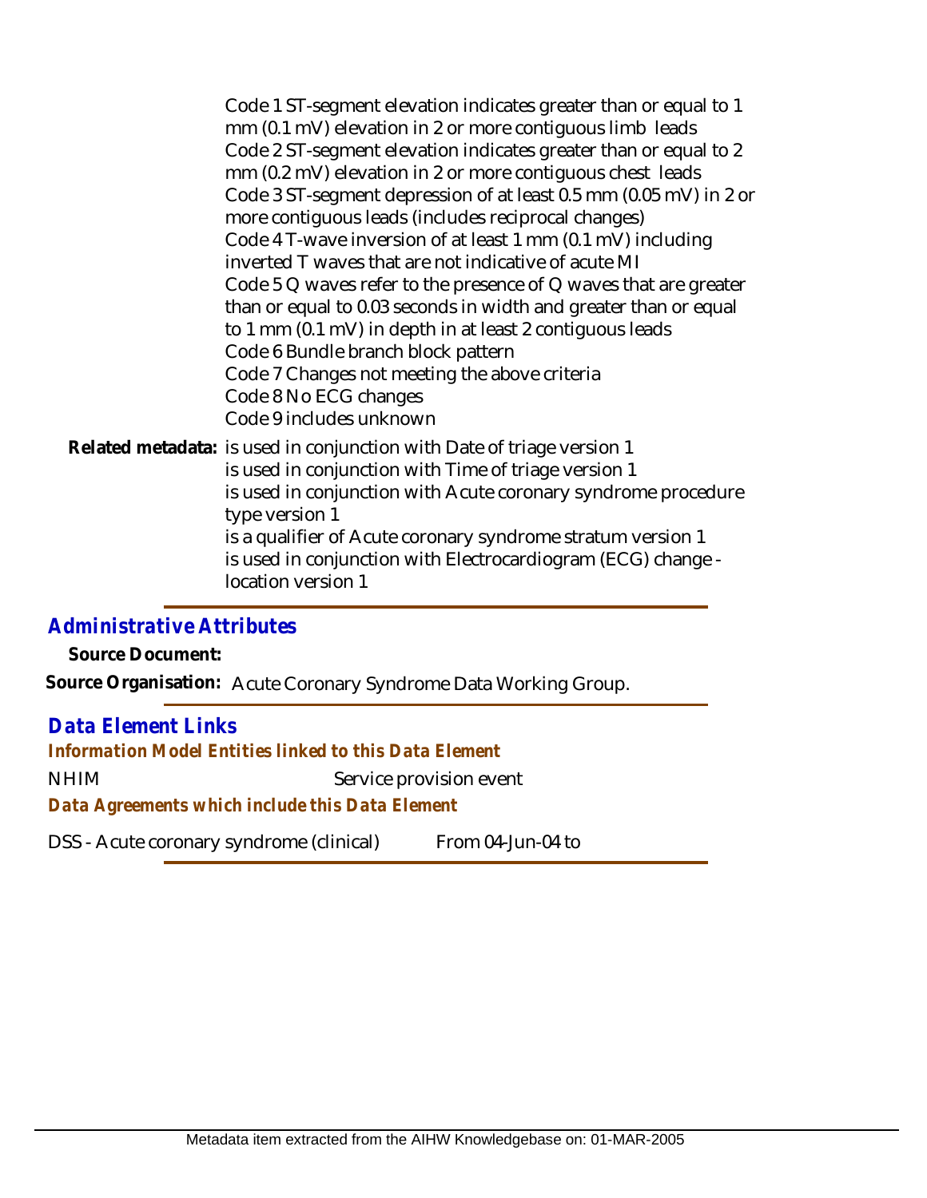Code 1 ST-segment elevation indicates greater than or equal to 1 mm (0.1 mV) elevation in 2 or more contiguous limb leads
Code 2 ST-segment elevation indicates greater than or equal to 2 mm (0.2 mV) elevation in 2 or more contiguous chest leads
Code 3 ST-segment depression of at least 0.5 mm (0.05 mV) in 2 or more contiguous leads (includes reciprocal changes)
Code 4 T-wave inversion of at least 1 mm (0.1 mV) including inverted T waves that are not indicative of acute MI
Code 5 Q waves refer to the presence of Q waves that are greater than or equal to 0.03 seconds in width and greater than or equal to 1 mm (0.1 mV) in depth in at least 2 contiguous leads
Code 6 Bundle branch block pattern
Code 7 Changes not meeting the above criteria
Code 8 No ECG changes
Code 9 includes unknown

**Related metadata:** is used in conjunction with Date of triage version 1
is used in conjunction with Time of triage version 1
is used in conjunction with Acute coronary syndrome procedure type version 1
is a qualifier of Acute coronary syndrome stratum version 1
is used in conjunction with Electrocardiogram (ECG) change - location version 1

## Administrative Attributes

**Source Document:**

**Source Organisation:** Acute Coronary Syndrome Data Working Group.

## Data Element Links

### Information Model Entities linked to this Data Element

NHIM Service provision event

### Data Agreements which include this Data Element

DSS - Acute coronary syndrome (clinical) From 04-Jun-04 to